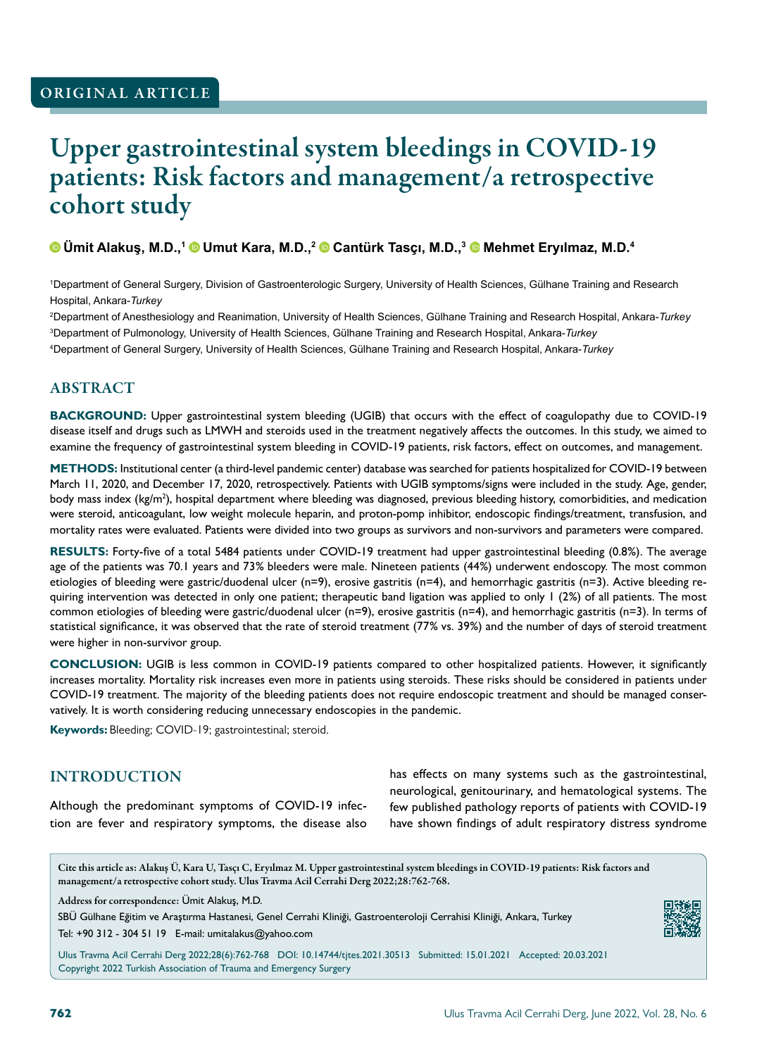ORIGINAL ARTICLE

# Upper gastrointestinal system bleedings in COVID-19 patients: Risk factors and management/a retrospective cohort study

Ümit Alakuş, M.D.,[1] Umut Kara, M.D.,[2] Cantürk Tasçı, M.D.,[3] Mehmet Eryılmaz, M.D.[4]

[1]Department of General Surgery, Division of Gastroenterologic Surgery, University of Health Sciences, Gülhane Training and Research Hospital, Ankara-*Turkey*

[2]Department of Anesthesiology and Reanimation, University of Health Sciences, Gülhane Training and Research Hospital, Ankara-*Turkey*

[3]Department of Pulmonology, University of Health Sciences, Gülhane Training and Research Hospital, Ankara-*Turkey*

[4]Department of General Surgery, University of Health Sciences, Gülhane Training and Research Hospital, Ankara-*Turkey*

## ABSTRACT

**BACKGROUND:** Upper gastrointestinal system bleeding (UGIB) that occurs with the effect of coagulopathy due to COVID-19 disease itself and drugs such as LMWH and steroids used in the treatment negatively affects the outcomes. In this study, we aimed to examine the frequency of gastrointestinal system bleeding in COVID-19 patients, risk factors, effect on outcomes, and management.

**METHODS:** Institutional center (a third-level pandemic center) database was searched for patients hospitalized for COVID-19 between March 11, 2020, and December 17, 2020, retrospectively. Patients with UGIB symptoms/signs were included in the study. Age, gender, body mass index (kg/m$^2$), hospital department where bleeding was diagnosed, previous bleeding history, comorbidities, and medication were steroid, anticoagulant, low weight molecule heparin, and proton-pomp inhibitor, endoscopic findings/treatment, transfusion, and mortality rates were evaluated. Patients were divided into two groups as survivors and non-survivors and parameters were compared.

**RESULTS:** Forty-five of a total 5484 patients under COVID-19 treatment had upper gastrointestinal bleeding (0.8%). The average age of the patients was 70.1 years and 73% bleeders were male. Nineteen patients (44%) underwent endoscopy. The most common etiologies of bleeding were gastric/duodenal ulcer (n=9), erosive gastritis (n=4), and hemorrhagic gastritis (n=3). Active bleeding requiring intervention was detected in only one patient; therapeutic band ligation was applied to only 1 (2%) of all patients. The most common etiologies of bleeding were gastric/duodenal ulcer (n=9), erosive gastritis (n=4), and hemorrhagic gastritis (n=3). In terms of statistical significance, it was observed that the rate of steroid treatment (77% vs. 39%) and the number of days of steroid treatment were higher in non-survivor group.

**CONCLUSION:** UGIB is less common in COVID-19 patients compared to other hospitalized patients. However, it significantly increases mortality. Mortality risk increases even more in patients using steroids. These risks should be considered in patients under COVID-19 treatment. The majority of the bleeding patients does not require endoscopic treatment and should be managed conservatively. It is worth considering reducing unnecessary endoscopies in the pandemic.

**Keywords:** Bleeding; COVID-19; gastrointestinal; steroid.

## INTRODUCTION

Although the predominant symptoms of COVID-19 infection are fever and respiratory symptoms, the disease also has effects on many systems such as the gastrointestinal, neurological, genitourinary, and hematological systems. The few published pathology reports of patients with COVID-19 have shown findings of adult respiratory distress syndrome

Cite this article as: Alakuş Ü, Kara U, Tasçı C, Eryılmaz M. Upper gastrointestinal system bleedings in COVID-19 patients: Risk factors and management/a retrospective cohort study. Ulus Travma Acil Cerrahi Derg 2022;28:762-768.

Address for correspondence: Ümit Alakuş, M.D.

SBÜ Gülhane Eğitim ve Araştırma Hastanesi, Genel Cerrahi Kliniği, Gastroenteroloji Cerrahisi Kliniği, Ankara, Turkey

Tel: +90 312 - 304 51 19 E-mail: umitalakus@yahoo.com

Ulus Travma Acil Cerrahi Derg 2022;28(6):762-768 DOI: 10.14744/tjtes.2021.30513 Submitted: 15.01.2021 Accepted: 20.03.2021

Copyright 2022 Turkish Association of Trauma and Emergency Surgery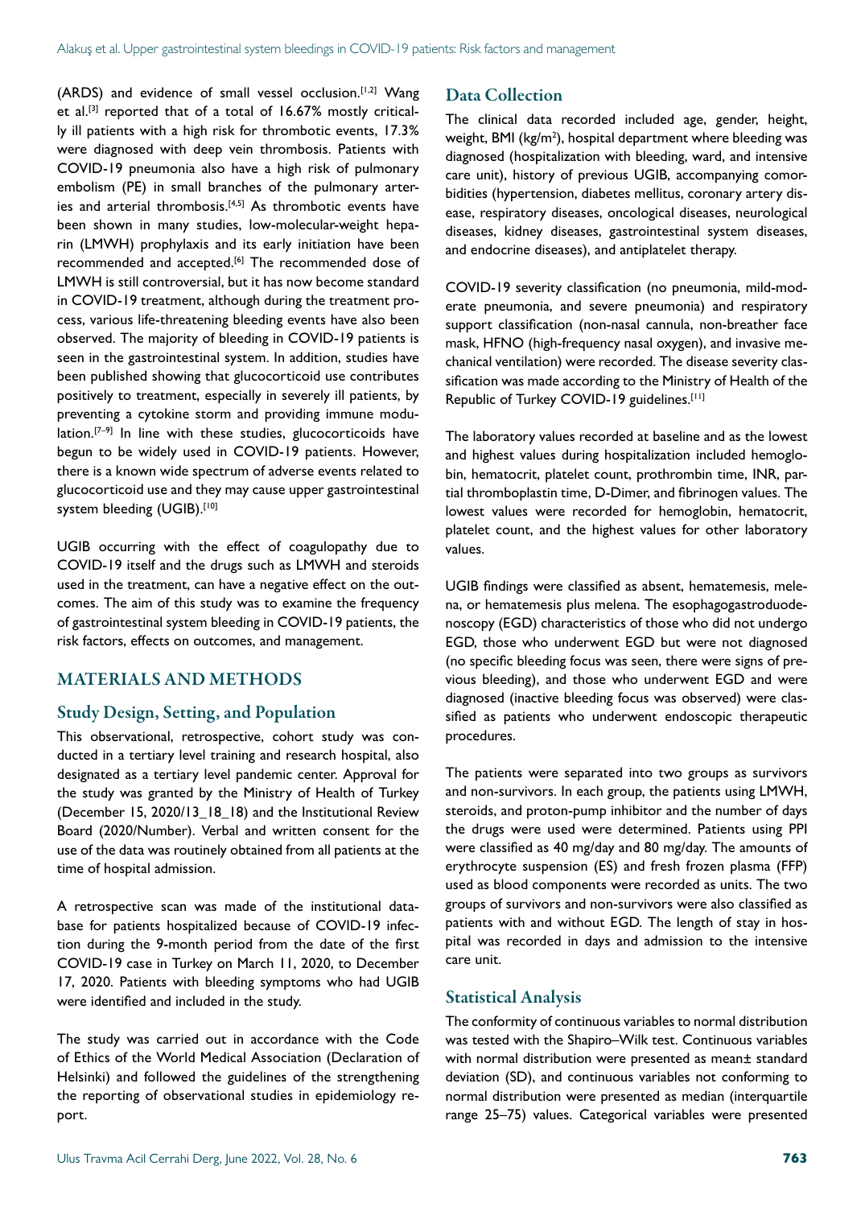(ARDS) and evidence of small vessel occlusion.[1,2] Wang et al.[3] reported that of a total of 16.67% mostly critically ill patients with a high risk for thrombotic events, 17.3% were diagnosed with deep vein thrombosis. Patients with COVID-19 pneumonia also have a high risk of pulmonary embolism (PE) in small branches of the pulmonary arteries and arterial thrombosis.[4,5] As thrombotic events have been shown in many studies, low-molecular-weight heparin (LMWH) prophylaxis and its early initiation have been recommended and accepted.[6] The recommended dose of LMWH is still controversial, but it has now become standard in COVID-19 treatment, although during the treatment process, various life-threatening bleeding events have also been observed. The majority of bleeding in COVID-19 patients is seen in the gastrointestinal system. In addition, studies have been published showing that glucocorticoid use contributes positively to treatment, especially in severely ill patients, by preventing a cytokine storm and providing immune modulation.[7–9] In line with these studies, glucocorticoids have begun to be widely used in COVID-19 patients. However, there is a known wide spectrum of adverse events related to glucocorticoid use and they may cause upper gastrointestinal system bleeding (UGIB).[10]

UGIB occurring with the effect of coagulopathy due to COVID-19 itself and the drugs such as LMWH and steroids used in the treatment, can have a negative effect on the outcomes. The aim of this study was to examine the frequency of gastrointestinal system bleeding in COVID-19 patients, the risk factors, effects on outcomes, and management.

## MATERIALS AND METHODS

### Study Design, Setting, and Population

This observational, retrospective, cohort study was conducted in a tertiary level training and research hospital, also designated as a tertiary level pandemic center. Approval for the study was granted by the Ministry of Health of Turkey (December 15, 2020/13_18_18) and the Institutional Review Board (2020/Number). Verbal and written consent for the use of the data was routinely obtained from all patients at the time of hospital admission.

A retrospective scan was made of the institutional database for patients hospitalized because of COVID-19 infection during the 9-month period from the date of the first COVID-19 case in Turkey on March 11, 2020, to December 17, 2020. Patients with bleeding symptoms who had UGIB were identified and included in the study.

The study was carried out in accordance with the Code of Ethics of the World Medical Association (Declaration of Helsinki) and followed the guidelines of the strengthening the reporting of observational studies in epidemiology report.

### Data Collection

The clinical data recorded included age, gender, height, weight, BMI (kg/m$^2$), hospital department where bleeding was diagnosed (hospitalization with bleeding, ward, and intensive care unit), history of previous UGIB, accompanying comorbidities (hypertension, diabetes mellitus, coronary artery disease, respiratory diseases, oncological diseases, neurological diseases, kidney diseases, gastrointestinal system diseases, and endocrine diseases), and antiplatelet therapy.

COVID-19 severity classification (no pneumonia, mild-moderate pneumonia, and severe pneumonia) and respiratory support classification (non-nasal cannula, non-breather face mask, HFNO (high-frequency nasal oxygen), and invasive mechanical ventilation) were recorded. The disease severity classification was made according to the Ministry of Health of the Republic of Turkey COVID-19 guidelines.[11]

The laboratory values recorded at baseline and as the lowest and highest values during hospitalization included hemoglobin, hematocrit, platelet count, prothrombin time, INR, partial thromboplastin time, D-Dimer, and fibrinogen values. The lowest values were recorded for hemoglobin, hematocrit, platelet count, and the highest values for other laboratory values.

UGIB findings were classified as absent, hematemesis, melena, or hematemesis plus melena. The esophagogastroduodenoscopy (EGD) characteristics of those who did not undergo EGD, those who underwent EGD but were not diagnosed (no specific bleeding focus was seen, there were signs of previous bleeding), and those who underwent EGD and were diagnosed (inactive bleeding focus was observed) were classified as patients who underwent endoscopic therapeutic procedures.

The patients were separated into two groups as survivors and non-survivors. In each group, the patients using LMWH, steroids, and proton-pump inhibitor and the number of days the drugs were used were determined. Patients using PPI were classified as 40 mg/day and 80 mg/day. The amounts of erythrocyte suspension (ES) and fresh frozen plasma (FFP) used as blood components were recorded as units. The two groups of survivors and non-survivors were also classified as patients with and without EGD. The length of stay in hospital was recorded in days and admission to the intensive care unit.

### Statistical Analysis

The conformity of continuous variables to normal distribution was tested with the Shapiro–Wilk test. Continuous variables with normal distribution were presented as mean± standard deviation (SD), and continuous variables not conforming to normal distribution were presented as median (interquartile range 25–75) values. Categorical variables were presented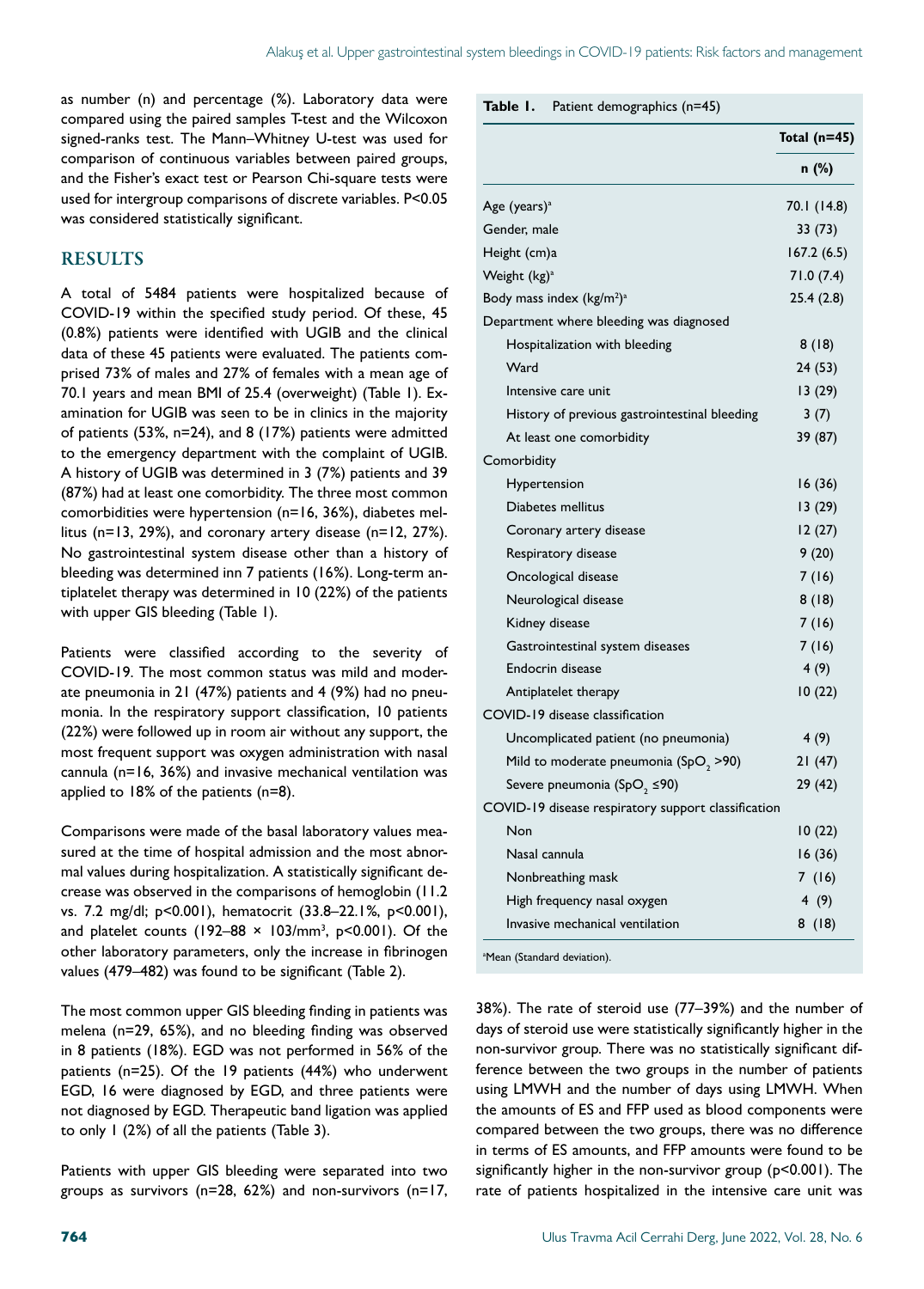as number (n) and percentage (%). Laboratory data were compared using the paired samples T-test and the Wilcoxon signed-ranks test. The Mann–Whitney U-test was used for comparison of continuous variables between paired groups, and the Fisher's exact test or Pearson Chi-square tests were used for intergroup comparisons of discrete variables. P<0.05 was considered statistically significant.

## RESULTS

A total of 5484 patients were hospitalized because of COVID-19 within the specified study period. Of these, 45 (0.8%) patients were identified with UGIB and the clinical data of these 45 patients were evaluated. The patients comprised 73% of males and 27% of females with a mean age of 70.1 years and mean BMI of 25.4 (overweight) (Table 1). Examination for UGIB was seen to be in clinics in the majority of patients (53%, n=24), and 8 (17%) patients were admitted to the emergency department with the complaint of UGIB. A history of UGIB was determined in 3 (7%) patients and 39 (87%) had at least one comorbidity. The three most common comorbidities were hypertension (n=16, 36%), diabetes mellitus (n=13, 29%), and coronary artery disease (n=12, 27%). No gastrointestinal system disease other than a history of bleeding was determined inn 7 patients (16%). Long-term antiplatelet therapy was determined in 10 (22%) of the patients with upper GIS bleeding (Table 1).

Patients were classified according to the severity of COVID-19. The most common status was mild and moderate pneumonia in 21 (47%) patients and 4 (9%) had no pneumonia. In the respiratory support classification, 10 patients (22%) were followed up in room air without any support, the most frequent support was oxygen administration with nasal cannula (n=16, 36%) and invasive mechanical ventilation was applied to 18% of the patients (n=8).

Comparisons were made of the basal laboratory values measured at the time of hospital admission and the most abnormal values during hospitalization. A statistically significant decrease was observed in the comparisons of hemoglobin (11.2 vs. 7.2 mg/dl; p<0.001), hematocrit (33.8–22.1%, p<0.001), and platelet counts (192–88 × 10$^3$/mm$^3$, p<0.001). Of the other laboratory parameters, only the increase in fibrinogen values (479–482) was found to be significant (Table 2).

The most common upper GIS bleeding finding in patients was melena (n=29, 65%), and no bleeding finding was observed in 8 patients (18%). EGD was not performed in 56% of the patients (n=25). Of the 19 patients (44%) who underwent EGD, 16 were diagnosed by EGD, and three patients were not diagnosed by EGD. Therapeutic band ligation was applied to only 1 (2%) of all the patients (Table 3).

Patients with upper GIS bleeding were separated into two groups as survivors (n=28, 62%) and non-survivors (n=17, 38%). The rate of steroid use (77–39%) and the number of days of steroid use were statistically significantly higher in the non-survivor group. There was no statistically significant difference between the two groups in the number of patients using LMWH and the number of days using LMWH. When the amounts of ES and FFP used as blood components were compared between the two groups, there was no difference in terms of ES amounts, and FFP amounts were found to be significantly higher in the non-survivor group (p<0.001). The rate of patients hospitalized in the intensive care unit was

**Table 1.** Patient demographics (n=45)

| | Total (n=45) |
|---|---|
| | n (%) |
| Age (years)[a] | 70.1 (14.8) |
| Gender, male | 33 (73) |
| Height (cm)a | 167.2 (6.5) |
| Weight (kg)[a] | 71.0 (7.4) |
| Body mass index (kg/m$^2$)[a] | 25.4 (2.8) |
| Department where bleeding was diagnosed | |
| Hospitalization with bleeding | 8 (18) |
| Ward | 24 (53) |
| Intensive care unit | 13 (29) |
| History of previous gastrointestinal bleeding | 3 (7) |
| At least one comorbidity | 39 (87) |
| Comorbidity | |
| Hypertension | 16 (36) |
| Diabetes mellitus | 13 (29) |
| Coronary artery disease | 12 (27) |
| Respiratory disease | 9 (20) |
| Oncological disease | 7 (16) |
| Neurological disease | 8 (18) |
| Kidney disease | 7 (16) |
| Gastrointestinal system diseases | 7 (16) |
| Endocrin disease | 4 (9) |
| Antiplatelet therapy | 10 (22) |
| COVID-19 disease classification | |
| Uncomplicated patient (no pneumonia) | 4 (9) |
| Mild to moderate pneumonia (SpO$_2$ >90) | 21 (47) |
| Severe pneumonia (SpO$_2$ ≤90) | 29 (42) |
| COVID-19 disease respiratory support classification | |
| Non | 10 (22) |
| Nasal cannula | 16 (36) |
| Nonbreathing mask | 7 (16) |
| High frequency nasal oxygen | 4 (9) |
| Invasive mechanical ventilation | 8 (18) |

[a]Mean (Standard deviation).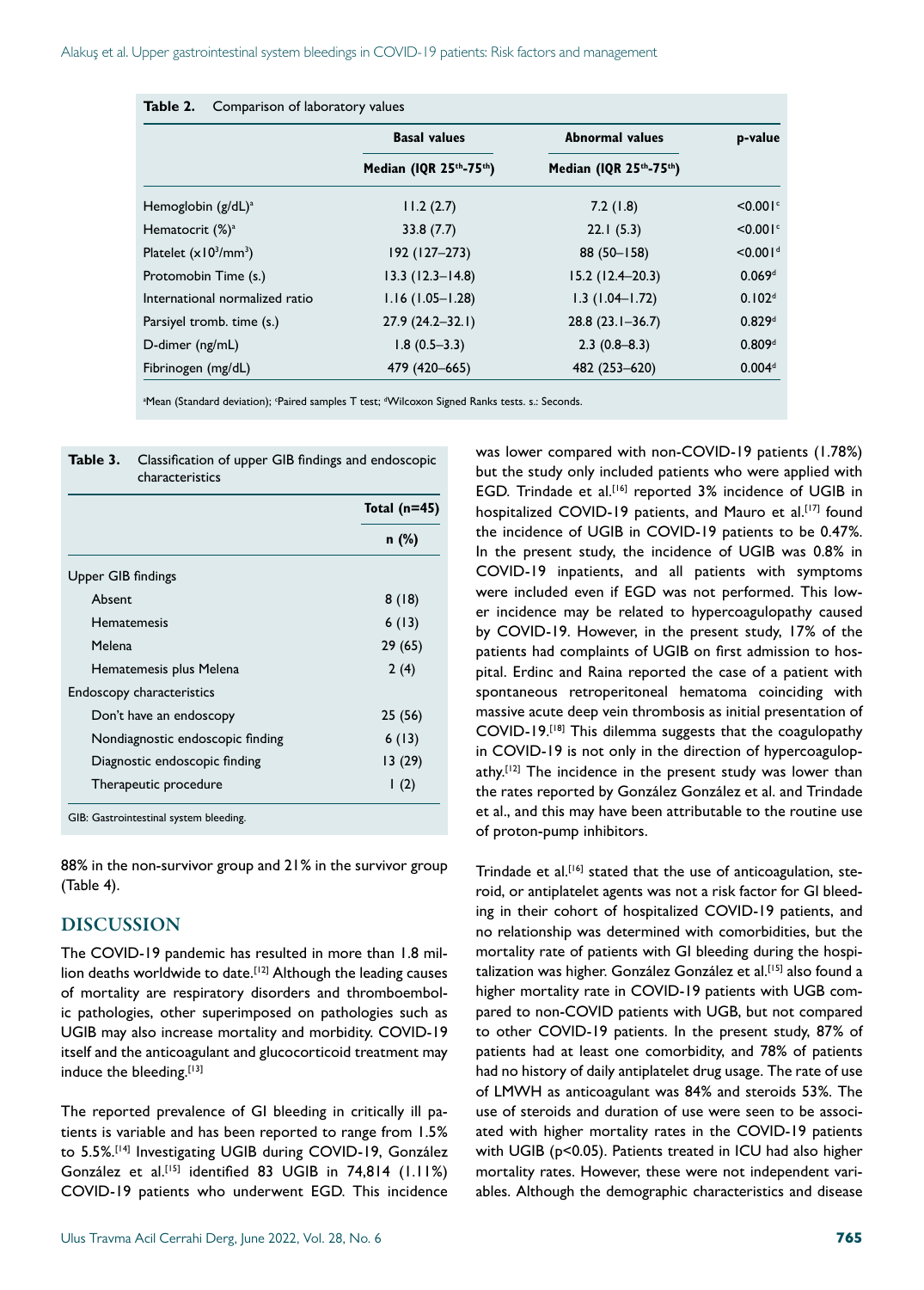**Table 2.** Comparison of laboratory values

| | Basal values | Abnormal values | p-value |
|---|---|---|---|
| | Median (IQR 25th-75th) | Median (IQR 25th-75th) | |
| Hemoglobin (g/dL)[a] | 11.2 (2.7) | 7.2 (1.8) | <0.001[c] |
| Hematocrit (%)[a] | 33.8 (7.7) | 22.1 (5.3) | <0.001[c] |
| Platelet ($x10^3/mm^3$) | 192 (127–273) | 88 (50–158) | <0.001[d] |
| Protomobin Time (s.) | 13.3 (12.3–14.8) | 15.2 (12.4–20.3) | 0.069[d] |
| International normalized ratio | 1.16 (1.05–1.28) | 1.3 (1.04–1.72) | 0.102[d] |
| Parsiyel tromb. time (s.) | 27.9 (24.2–32.1) | 28.8 (23.1–36.7) | 0.829[d] |
| D-dimer (ng/mL) | 1.8 (0.5–3.3) | 2.3 (0.8–8.3) | 0.809[d] |
| Fibrinogen (mg/dL) | 479 (420–665) | 482 (253–620) | 0.004[d] |

[a]Mean (Standard deviation); [c]Paired samples T test; [d]Wilcoxon Signed Ranks tests. s.: Seconds.

**Table 3.** Classification of upper GIB findings and endoscopic characteristics

| | Total (n=45) |
|---|---|
| | n (%) |
| Upper GIB findings | |
| Absent | 8 (18) |
| Hematemesis | 6 (13) |
| Melena | 29 (65) |
| Hematemesis plus Melena | 2 (4) |
| Endoscopy characteristics | |
| Don't have an endoscopy | 25 (56) |
| Nondiagnostic endoscopic finding | 6 (13) |
| Diagnostic endoscopic finding | 13 (29) |
| Therapeutic procedure | 1 (2) |

GIB: Gastrointestinal system bleeding.

88% in the non-survivor group and 21% in the survivor group (Table 4).

## DISCUSSION

The COVID-19 pandemic has resulted in more than 1.8 million deaths worldwide to date.[12] Although the leading causes of mortality are respiratory disorders and thromboembolic pathologies, other superimposed on pathologies such as UGIB may also increase mortality and morbidity. COVID-19 itself and the anticoagulant and glucocorticoid treatment may induce the bleeding.[13]

The reported prevalence of GI bleeding in critically ill patients is variable and has been reported to range from 1.5% to 5.5%.[14] Investigating UGIB during COVID-19, González González et al.[15] identified 83 UGIB in 74,814 (1.11%) COVID-19 patients who underwent EGD. This incidence was lower compared with non-COVID-19 patients (1.78%) but the study only included patients who were applied with EGD. Trindade et al.[16] reported 3% incidence of UGIB in hospitalized COVID-19 patients, and Mauro et al.[17] found the incidence of UGIB in COVID-19 patients to be 0.47%. In the present study, the incidence of UGIB was 0.8% in COVID-19 inpatients, and all patients with symptoms were included even if EGD was not performed. This lower incidence may be related to hypercoagulopathy caused by COVID-19. However, in the present study, 17% of the patients had complaints of UGIB on first admission to hospital. Erdinc and Raina reported the case of a patient with spontaneous retroperitoneal hematoma coinciding with massive acute deep vein thrombosis as initial presentation of COVID-19.[18] This dilemma suggests that the coagulopathy in COVID-19 is not only in the direction of hypercoagulopathy.[12] The incidence in the present study was lower than the rates reported by González González et al. and Trindade et al., and this may have been attributable to the routine use of proton-pump inhibitors.

Trindade et al.[16] stated that the use of anticoagulation, steroid, or antiplatelet agents was not a risk factor for GI bleeding in their cohort of hospitalized COVID-19 patients, and no relationship was determined with comorbidities, but the mortality rate of patients with GI bleeding during the hospitalization was higher. González González et al.[15] also found a higher mortality rate in COVID-19 patients with UGB compared to non-COVID patients with UGB, but not compared to other COVID-19 patients. In the present study, 87% of patients had at least one comorbidity, and 78% of patients had no history of daily antiplatelet drug usage. The rate of use of LMWH as anticoagulant was 84% and steroids 53%. The use of steroids and duration of use were seen to be associated with higher mortality rates in the COVID-19 patients with UGIB ($p<0.05$). Patients treated in ICU had also higher mortality rates. However, these were not independent variables. Although the demographic characteristics and disease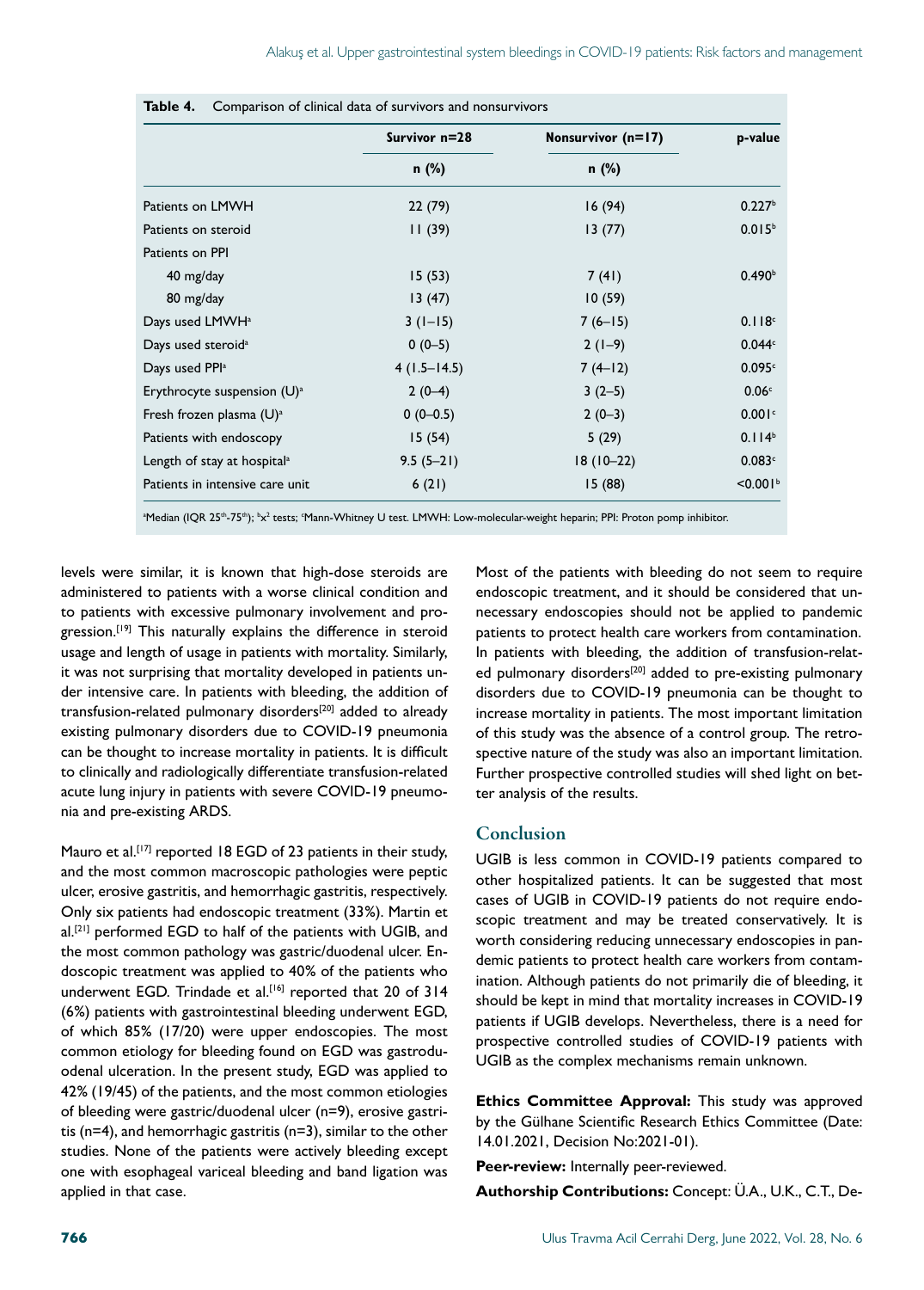**Table 4.** Comparison of clinical data of survivors and nonsurvivors

| | Survivor n=28 | Nonsurvivor (n=17) | p-value |
|---|---|---|---|
| | n (%) | n (%) | |
| Patients on LMWH | 22 (79) | 16 (94) | 0.227[b] |
| Patients on steroid | 11 (39) | 13 (77) | 0.015[b] |
| Patients on PPI | | | |
| 40 mg/day | 15 (53) | 7 (41) | 0.490[b] |
| 80 mg/day | 13 (47) | 10 (59) | |
| Days used LMWH[a] | 3 (1–15) | 7 (6–15) | 0.118[c] |
| Days used steroid[a] | 0 (0–5) | 2 (1–9) | 0.044[c] |
| Days used PPI[a] | 4 (1.5–14.5) | 7 (4–12) | 0.095[c] |
| Erythrocyte suspension (U)[a] | 2 (0–4) | 3 (2–5) | 0.06[c] |
| Fresh frozen plasma (U)[a] | 0 (0–0.5) | 2 (0–3) | 0.001[c] |
| Patients with endoscopy | 15 (54) | 5 (29) | 0.114[b] |
| Length of stay at hospital[a] | 9.5 (5–21) | 18 (10–22) | 0.083[c] |
| Patients in intensive care unit | 6 (21) | 15 (88) | <0.001[b] |

[a]Median (IQR 25th-75th); [b]$x^2$ tests; [c]Mann-Whitney U test. LMWH: Low-molecular-weight heparin; PPI: Proton pump inhibitor.

levels were similar, it is known that high-dose steroids are administered to patients with a worse clinical condition and to patients with excessive pulmonary involvement and progression.[19] This naturally explains the difference in steroid usage and length of usage in patients with mortality. Similarly, it was not surprising that mortality developed in patients under intensive care. In patients with bleeding, the addition of transfusion-related pulmonary disorders[20] added to already existing pulmonary disorders due to COVID-19 pneumonia can be thought to increase mortality in patients. It is difficult to clinically and radiologically differentiate transfusion-related acute lung injury in patients with severe COVID-19 pneumonia and pre-existing ARDS.

Mauro et al.[17] reported 18 EGD of 23 patients in their study, and the most common macroscopic pathologies were peptic ulcer, erosive gastritis, and hemorrhagic gastritis, respectively. Only six patients had endoscopic treatment (33%). Martin et al.[21] performed EGD to half of the patients with UGIB, and the most common pathology was gastric/duodenal ulcer. Endoscopic treatment was applied to 40% of the patients who underwent EGD. Trindade et al.[16] reported that 20 of 314 (6%) patients with gastrointestinal bleeding underwent EGD, of which 85% (17/20) were upper endoscopies. The most common etiology for bleeding found on EGD was gastroduodenal ulceration. In the present study, EGD was applied to 42% (19/45) of the patients, and the most common etiologies of bleeding were gastric/duodenal ulcer (n=9), erosive gastritis (n=4), and hemorrhagic gastritis (n=3), similar to the other studies. None of the patients were actively bleeding except one with esophageal variceal bleeding and band ligation was applied in that case.

Most of the patients with bleeding do not seem to require endoscopic treatment, and it should be considered that unnecessary endoscopies should not be applied to pandemic patients to protect health care workers from contamination. In patients with bleeding, the addition of transfusion-related pulmonary disorders[20] added to pre-existing pulmonary disorders due to COVID-19 pneumonia can be thought to increase mortality in patients. The most important limitation of this study was the absence of a control group. The retrospective nature of the study was also an important limitation. Further prospective controlled studies will shed light on better analysis of the results.

## Conclusion

UGIB is less common in COVID-19 patients compared to other hospitalized patients. It can be suggested that most cases of UGIB in COVID-19 patients do not require endoscopic treatment and may be treated conservatively. It is worth considering reducing unnecessary endoscopies in pandemic patients to protect health care workers from contamination. Although patients do not primarily die of bleeding, it should be kept in mind that mortality increases in COVID-19 patients if UGIB develops. Nevertheless, there is a need for prospective controlled studies of COVID-19 patients with UGIB as the complex mechanisms remain unknown.

**Ethics Committee Approval:** This study was approved by the Gülhane Scientific Research Ethics Committee (Date: 14.01.2021, Decision No:2021-01).

**Peer-review:** Internally peer-reviewed.

**Authorship Contributions:** Concept: Ü.A., U.K., C.T., De-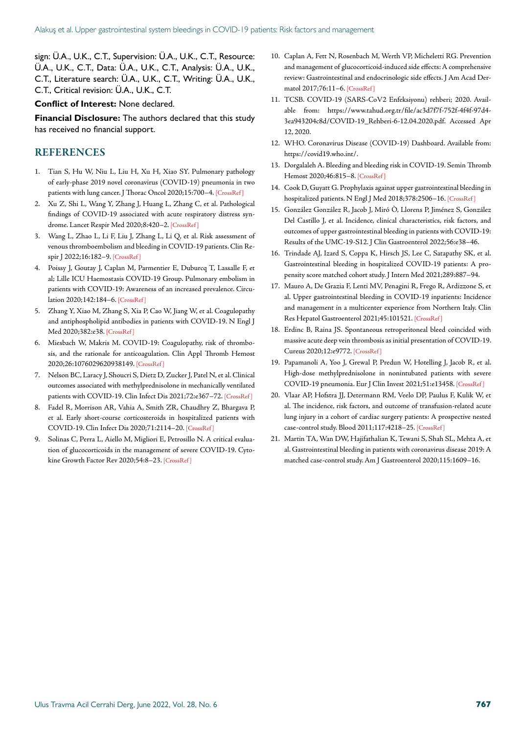sign: Ü.A., U.K., C.T., Supervision: Ü.A., U.K., C.T., Resource: Ü.A., U.K., C.T., Data: Ü.A., U.K., C.T., Analysis: Ü.A., U.K., C.T., Literature search: Ü.A., U.K., C.T., Writing: Ü.A., U.K., C.T., Critical revision: Ü.A., U.K., C.T.

**Conflict of Interest:** None declared.

**Financial Disclosure:** The authors declared that this study has received no financial support.

## REFERENCES

1. Tian S, Hu W, Niu L, Liu H, Xu H, Xiao SY. Pulmonary pathology of early-phase 2019 novel coronavirus (COVID-19) pneumonia in two patients with lung cancer. J Thorac Oncol 2020;15:700–4. [CrossRef]
2. Xu Z, Shi L, Wang Y, Zhang J, Huang L, Zhang C, et al. Pathological findings of COVID-19 associated with acute respiratory distress syndrome. Lancet Respir Med 2020;8:420–2. [CrossRef]
3. Wang L, Zhao L, Li F, Liu J, Zhang L, Li Q, et al. Risk assessment of venous thromboembolism and bleeding in COVID-19 patients. Clin Respir J 2022;16:182–9. [CrossRef]
4. Poissy J, Goutay J, Caplan M, Parmentier E, Duburcq T, Lassalle F, et al; Lille ICU Haemostasis COVID-19 Group. Pulmonary embolism in patients with COVID-19: Awareness of an increased prevalence. Circulation 2020;142:184–6. [CrossRef]
5. Zhang Y, Xiao M, Zhang S, Xia P, Cao W, Jiang W, et al. Coagulopathy and antiphospholipid antibodies in patients with COVID-19. N Engl J Med 2020;382:e38. [CrossRef]
6. Miesbach W, Makris M. COVID-19: Coagulopathy, risk of thrombosis, and the rationale for anticoagulation. Clin Appl Thromb Hemost 2020;26:1076029620938149. [CrossRef]
7. Nelson BC, Laracy J, Shoucri S, Dietz D, Zucker J, Patel N, et al. Clinical outcomes associated with methylprednisolone in mechanically ventilated patients with COVID-19. Clin Infect Dis 2021;72:e367–72. [CrossRef]
8. Fadel R, Morrison AR, Vahia A, Smith ZR, Chaudhry Z, Bhargava P, et al. Early short-course corticosteroids in hospitalized patients with COVID-19. Clin Infect Dis 2020;71:2114–20. [CrossRef]
9. Solinas C, Perra L, Aiello M, Migliori E, Petrosillo N. A critical evaluation of glucocorticoids in the management of severe COVID-19. Cytokine Growth Factor Rev 2020;54:8–23. [CrossRef]
10. Caplan A, Fett N, Rosenbach M, Werth VP, Micheletti RG. Prevention and management of glucocorticoid-induced side effects: A comprehensive review: Gastrointestinal and endocrinologic side effects. J Am Acad Dermatol 2017;76:11–6. [CrossRef]
11. TCSB. COVID-19 (SARS-CoV2 Enfeksiyonu) rehberi; 2020. Available from: https://www.tahud.org.tr/file/ac3d7f7f-752f-4f4f-97d4-3ea943204c8d/COVID-19_Rehberi-6-12.04.2020.pdf. Accessed Apr 12, 2020.
12. WHO. Coronavirus Disease (COVID-19) Dashboard. Available from: https://covid19.who.int/.
13. Dorgalaleh A. Bleeding and bleeding risk in COVID-19. Semin Thromb Hemost 2020;46:815–8. [CrossRef]
14. Cook D, Guyatt G. Prophylaxis against upper gastrointestinal bleeding in hospitalized patients. N Engl J Med 2018;378:2506–16. [CrossRef]
15. González González R, Jacob J, Miró Ò, Llorens P, Jiménez S, González Del Castillo J, et al. Incidence, clinical characteristics, risk factors, and outcomes of upper gastrointestinal bleeding in patients with COVID-19: Results of the UMC-19-S12. J Clin Gastroenterol 2022;56:e38–46.
16. Trindade AJ, Izard S, Coppa K, Hirsch JS, Lee C, Satapathy SK, et al. Gastrointestinal bleeding in hospitalized COVID-19 patients: A propensity score matched cohort study. J Intern Med 2021;289:887–94.
17. Mauro A, De Grazia F, Lenti MV, Penagini R, Frego R, Ardizzone S, et al. Upper gastrointestinal bleeding in COVID-19 inpatients: Incidence and management in a multicenter experience from Northern Italy. Clin Res Hepatol Gastroenterol 2021;45:101521. [CrossRef]
18. Erdinc B, Raina JS. Spontaneous retroperitoneal bleed coincided with massive acute deep vein thrombosis as initial presentation of COVID-19. Cureus 2020;12:e9772. [CrossRef]
19. Papamanoli A, Yoo J, Grewal P, Predun W, Hotelling J, Jacob R, et al. High-dose methylprednisolone in nonintubated patients with severe COVID-19 pneumonia. Eur J Clin Invest 2021;51:e13458. [CrossRef]
20. Vlaar AP, Hofstra JJ, Determann RM, Veelo DP, Paulus F, Kulik W, et al. The incidence, risk factors, and outcome of transfusion-related acute lung injury in a cohort of cardiac surgery patients: A prospective nested case-control study. Blood 2011;117:4218–25. [CrossRef]
21. Martin TA, Wan DW, Hajifathalian K, Tewani S, Shah SL, Mehta A, et al. Gastrointestinal bleeding in patients with coronavirus disease 2019: A matched case-control study. Am J Gastroenterol 2020;115:1609–16.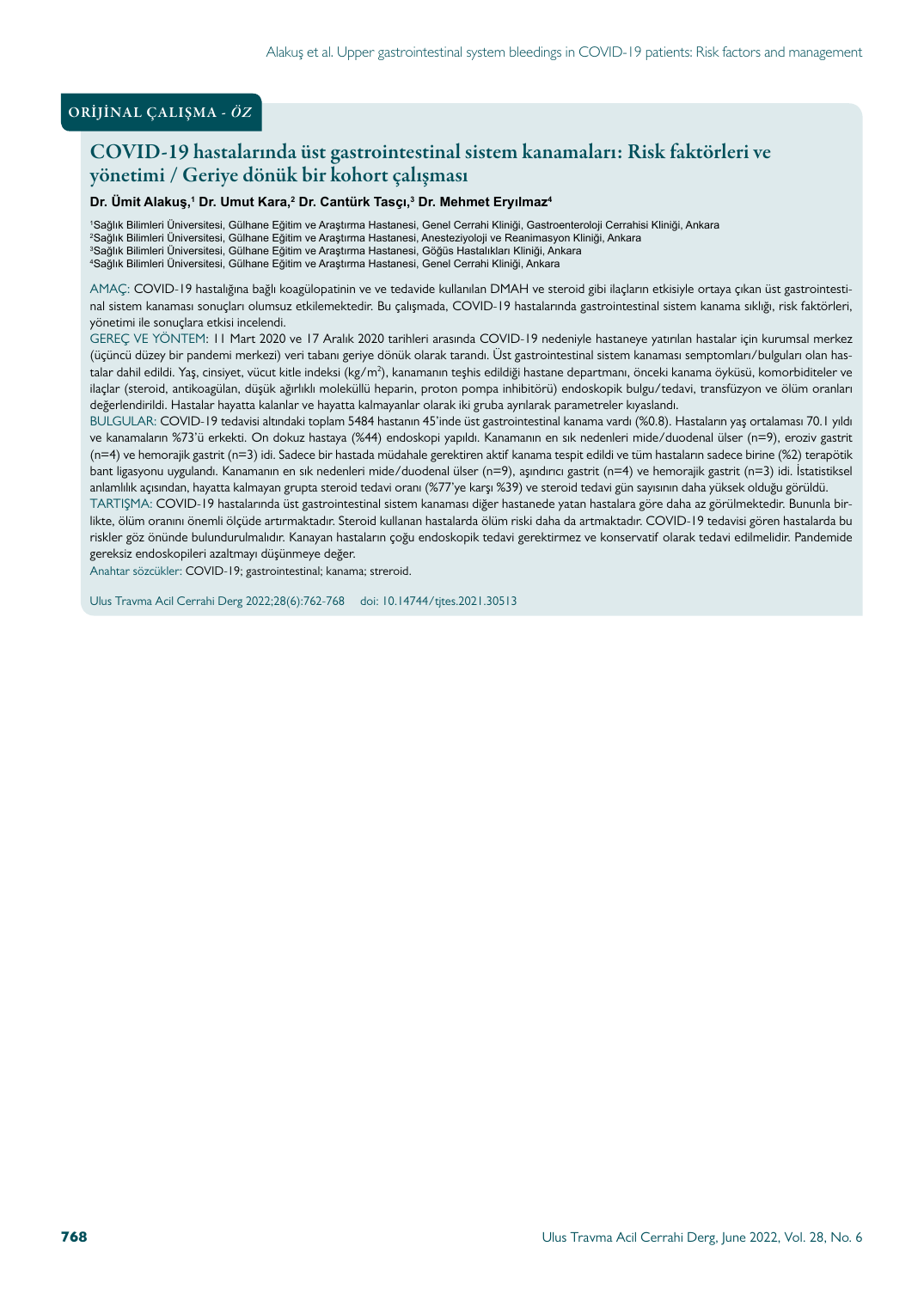ORİJİNAL ÇALIŞMA - *ÖZ*

# COVID-19 hastalarında üst gastrointestinal sistem kanamaları: Risk faktörleri ve yönetimi / Geriye dönük bir kohort çalışması

**Dr. Ümit Alakuş,[1] Dr. Umut Kara,[2] Dr. Cantürk Tasçı,[3] Dr. Mehmet Eryılmaz[4]**

[1]Sağlık Bilimleri Üniversitesi, Gülhane Eğitim ve Araştırma Hastanesi, Genel Cerrahi Kliniği, Gastroenteroloji Cerrahisi Kliniği, Ankara
[2]Sağlık Bilimleri Üniversitesi, Gülhane Eğitim ve Araştırma Hastanesi, Anesteziyoloji ve Reanimasyon Kliniği, Ankara
[3]Sağlık Bilimleri Üniversitesi, Gülhane Eğitim ve Araştırma Hastanesi, Göğüs Hastalıkları Kliniği, Ankara
[4]Sağlık Bilimleri Üniversitesi, Gülhane Eğitim ve Araştırma Hastanesi, Genel Cerrahi Kliniği, Ankara

AMAÇ: COVID-19 hastalığına bağlı koagülopatinin ve ve tedavide kullanılan DMAH ve steroid gibi ilaçların etkisiyle ortaya çıkan üst gastrointestinal sistem kanaması sonuçları olumsuz etkilemektedir. Bu çalışmada, COVID-19 hastalarında gastrointestinal sistem kanama sıklığı, risk faktörleri, yönetimi ile sonuçlara etkisi incelendi.

GEREÇ VE YÖNTEM: 11 Mart 2020 ve 17 Aralık 2020 tarihleri arasında COVID-19 nedeniyle hastaneye yatırılan hastalar için kurumsal merkez (üçüncü düzey bir pandemi merkezi) veri tabanı geriye dönük olarak tarandı. Üst gastrointestinal sistem kanaması semptomları/bulguları olan hastalar dahil edildi. Yaş, cinsiyet, vücut kitle indeksi (kg/m$^2$), kanamanın teşhis edildiği hastane departmanı, önceki kanama öyküsü, komorbiditeler ve ilaçlar (steroid, antikoagülan, düşük ağırlıklı moleküllü heparin, proton pompa inhibitörü) endoskopik bulgu/tedavi, transfüzyon ve ölüm oranları değerlendirildi. Hastalar hayatta kalanlar ve hayatta kalmayanlar olarak iki gruba ayrılarak parametreler kıyaslandı.

BULGULAR: COVID-19 tedavisi altındaki toplam 5484 hastanın 45'inde üst gastrointestinal kanama vardı (%0.8). Hastaların yaş ortalaması 70.1 yıldı ve kanamaların %73'ü erkekti. On dokuz hastaya (%44) endoskopi yapıldı. Kanamanın en sık nedenleri mide/duodenal ülser (n=9), eroziv gastrit (n=4) ve hemorajik gastrit (n=3) idi. Sadece bir hastada müdahale gerektiren aktif kanama tespit edildi ve tüm hastaların sadece birine (%2) terapötik bant ligasyonu uygulandı. Kanamanın en sık nedenleri mide/duodenal ülser (n=9), aşındırıcı gastrit (n=4) ve hemorajik gastrit (n=3) idi. İstatistiksel anlamlılık açısından, hayatta kalmayan grupta steroid tedavi oranı (%77'ye karşı %39) ve steroid tedavi gün sayısının daha yüksek olduğu görüldü.

TARTIŞMA: COVID-19 hastalarında üst gastrointestinal sistem kanaması diğer hastanede yatan hastalara göre daha az görülmektedir. Bununla birlikte, ölüm oranını önemli ölçüde artırmaktadır. Steroid kullanan hastalarda ölüm riski daha da artmaktadır. COVID-19 tedavisi gören hastalarda bu riskler göz önünde bulundurulmalıdır. Kanayan hastaların çoğu endoskopik tedavi gerektirmez ve konservatif olarak tedavi edilmelidir. Pandemide gereksiz endoskopileri azaltmayı düşünmeye değer.

Anahtar sözcükler: COVID-19; gastrointestinal; kanama; streroid.

Ulus Travma Acil Cerrahi Derg 2022;28(6):762-768 doi: 10.14744/tjtes.2021.30513